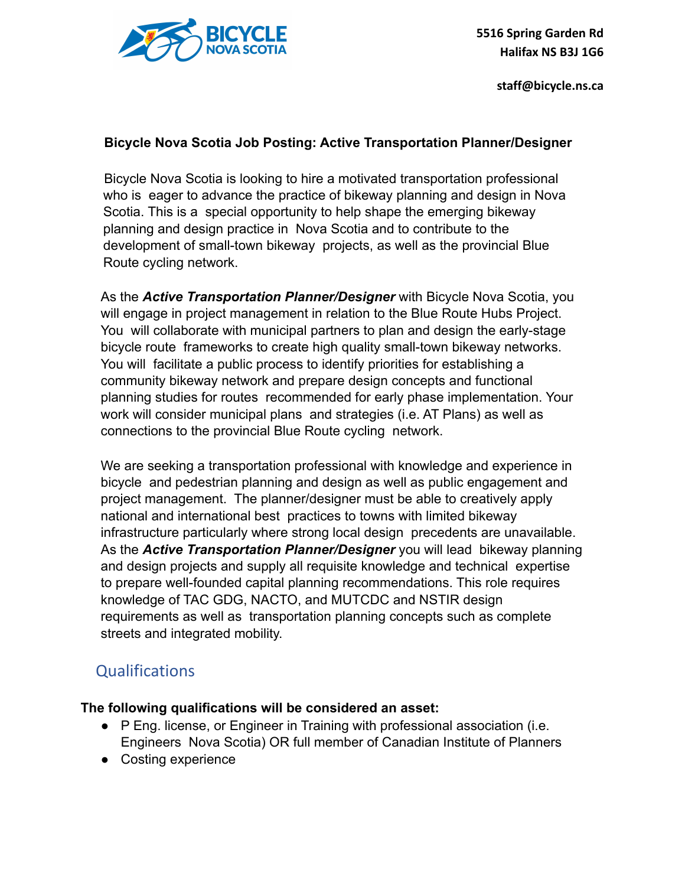5516 Spring Garden Rd
Halifax NS B3J 1G6

staff@bicycle.ns.ca

# Bicycle Nova Scotia Job Posting: Active Transportation Planner/Designer

Bicycle Nova Scotia is looking to hire a motivated transportation professional who is eager to advance the practice of bikeway planning and design in Nova Scotia. This is a special opportunity to help shape the emerging bikeway planning and design practice in Nova Scotia and to contribute to the development of small-town bikeway projects, as well as the provincial Blue Route cycling network.

As the ***Active Transportation Planner/Designer*** with Bicycle Nova Scotia, you will engage in project management in relation to the Blue Route Hubs Project. You will collaborate with municipal partners to plan and design the early-stage bicycle route frameworks to create high quality small-town bikeway networks. You will facilitate a public process to identify priorities for establishing a community bikeway network and prepare design concepts and functional planning studies for routes recommended for early phase implementation. Your work will consider municipal plans and strategies (i.e. AT Plans) as well as connections to the provincial Blue Route cycling network.

We are seeking a transportation professional with knowledge and experience in bicycle and pedestrian planning and design as well as public engagement and project management. The planner/designer must be able to creatively apply national and international best practices to towns with limited bikeway infrastructure particularly where strong local design precedents are unavailable. As the ***Active Transportation Planner/Designer*** you will lead bikeway planning and design projects and supply all requisite knowledge and technical expertise to prepare well-founded capital planning recommendations. This role requires knowledge of TAC GDG, NACTO, and MUTCDC and NSTIR design requirements as well as transportation planning concepts such as complete streets and integrated mobility.

## Qualifications

**The following qualifications will be considered an asset:**

- P Eng. license, or Engineer in Training with professional association (i.e. Engineers Nova Scotia) OR full member of Canadian Institute of Planners
- Costing experience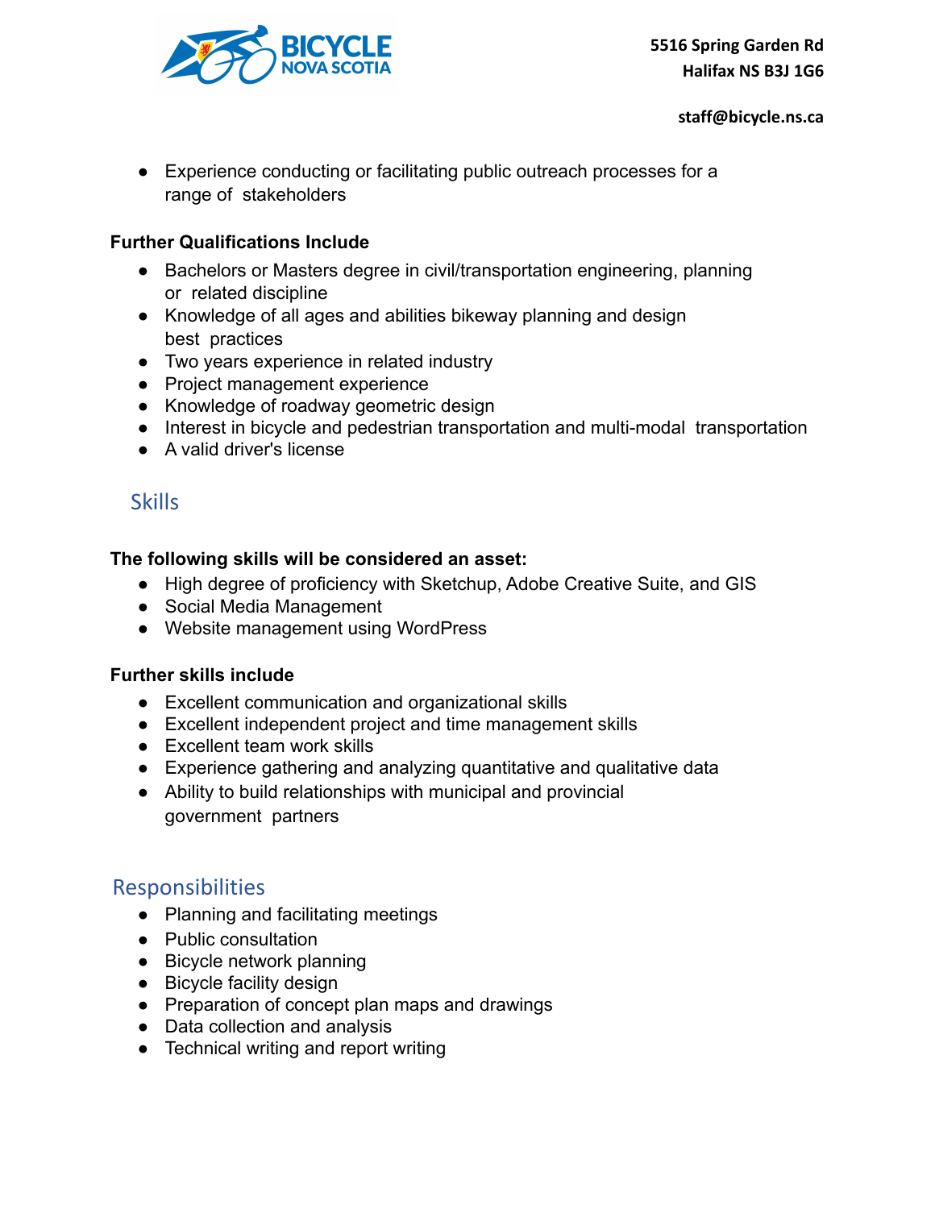- Experience conducting or facilitating public outreach processes for a range of stakeholders

**Further Qualifications Include**

- Bachelors or Masters degree in civil/transportation engineering, planning or related discipline
- Knowledge of all ages and abilities bikeway planning and design best practices
- Two years experience in related industry
- Project management experience
- Knowledge of roadway geometric design
- Interest in bicycle and pedestrian transportation and multi-modal transportation
- A valid driver's license

## Skills

**The following skills will be considered an asset:**

- High degree of proficiency with Sketchup, Adobe Creative Suite, and GIS
- Social Media Management
- Website management using WordPress

**Further skills include**

- Excellent communication and organizational skills
- Excellent independent project and time management skills
- Excellent team work skills
- Experience gathering and analyzing quantitative and qualitative data
- Ability to build relationships with municipal and provincial government partners

## Responsibilities

- Planning and facilitating meetings
- Public consultation
- Bicycle network planning
- Bicycle facility design
- Preparation of concept plan maps and drawings
- Data collection and analysis
- Technical writing and report writing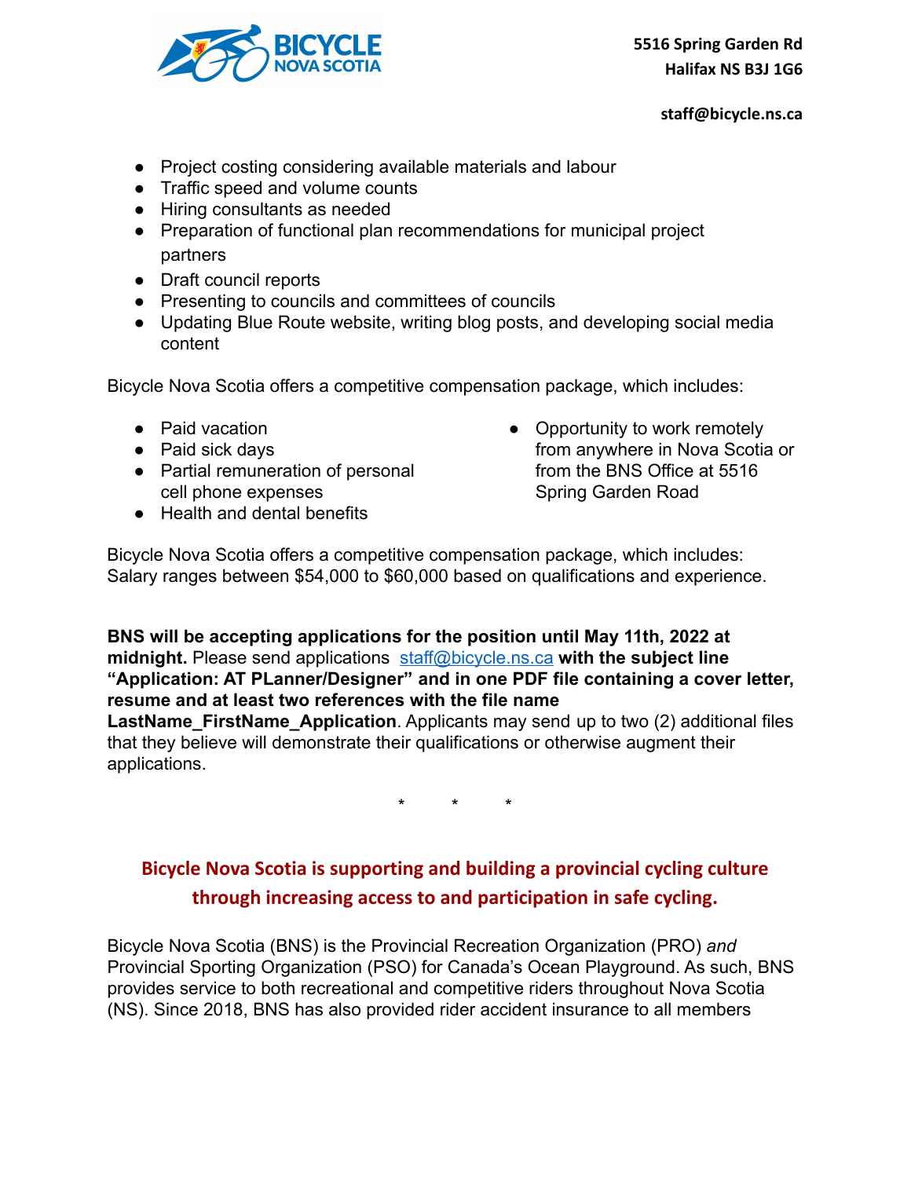- Project costing considering available materials and labour
- Traffic speed and volume counts
- Hiring consultants as needed
- Preparation of functional plan recommendations for municipal project partners
- Draft council reports
- Presenting to councils and committees of councils
- Updating Blue Route website, writing blog posts, and developing social media content

Bicycle Nova Scotia offers a competitive compensation package, which includes:

- Paid vacation
- Paid sick days
- Partial remuneration of personal cell phone expenses
- Health and dental benefits
- Opportunity to work remotely from anywhere in Nova Scotia or from the BNS Office at 5516 Spring Garden Road

Bicycle Nova Scotia offers a competitive compensation package, which includes: Salary ranges between $54,000 to $60,000 based on qualifications and experience.

**BNS will be accepting applications for the position until May 11th, 2022 at midnight.** Please send applications staff@bicycle.ns.ca **with the subject line "Application: AT PLanner/Designer" and in one PDF file containing a cover letter, resume and at least two references with the file name LastName_FirstName_Application**. Applicants may send up to two (2) additional files that they believe will demonstrate their qualifications or otherwise augment their applications.

\* \* \*

## Bicycle Nova Scotia is supporting and building a provincial cycling culture through increasing access to and participation in safe cycling.

Bicycle Nova Scotia (BNS) is the Provincial Recreation Organization (PRO) *and* Provincial Sporting Organization (PSO) for Canada's Ocean Playground. As such, BNS provides service to both recreational and competitive riders throughout Nova Scotia (NS). Since 2018, BNS has also provided rider accident insurance to all members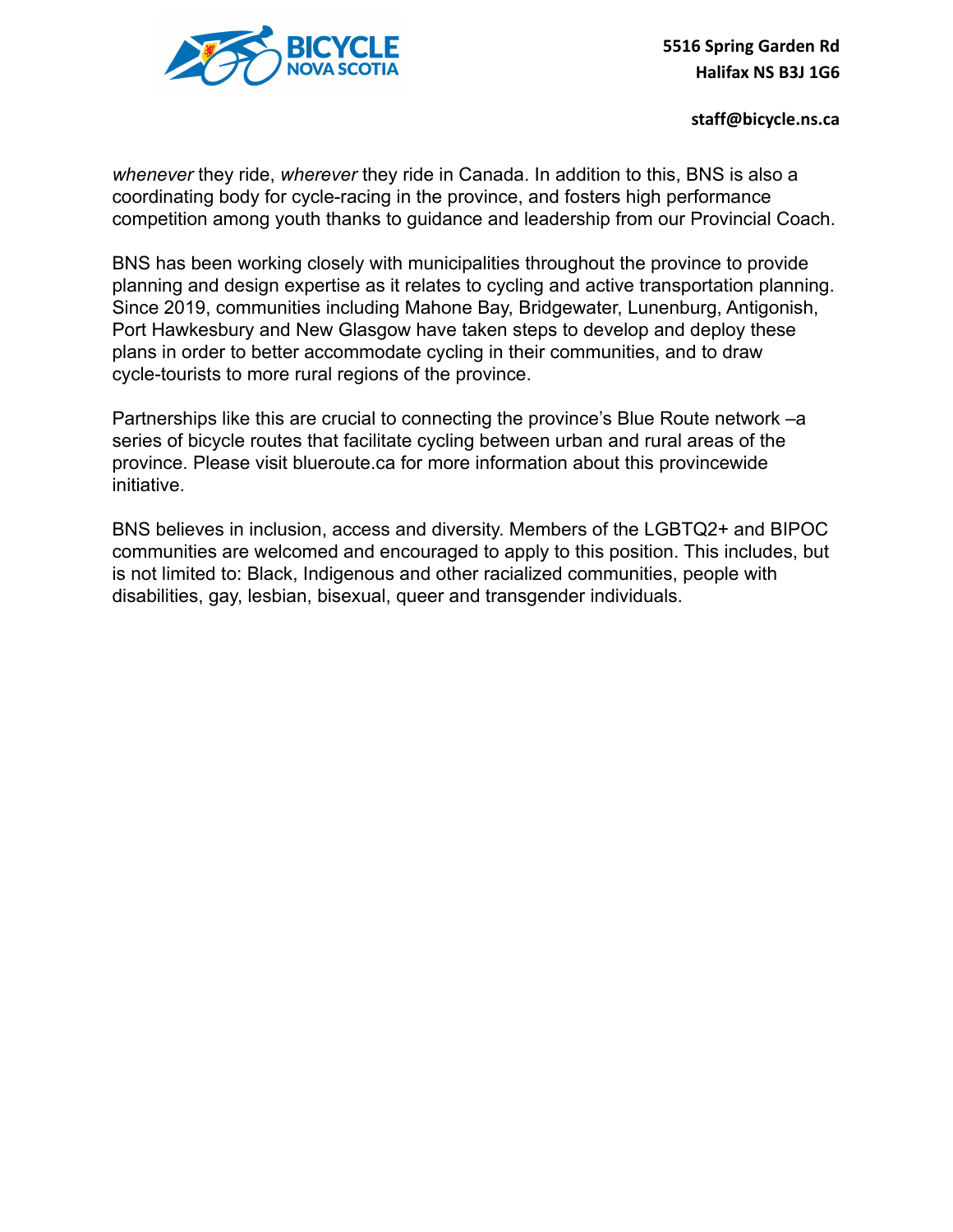*whenever* they ride, *wherever* they ride in Canada. In addition to this, BNS is also a coordinating body for cycle-racing in the province, and fosters high performance competition among youth thanks to guidance and leadership from our Provincial Coach.

BNS has been working closely with municipalities throughout the province to provide planning and design expertise as it relates to cycling and active transportation planning. Since 2019, communities including Mahone Bay, Bridgewater, Lunenburg, Antigonish, Port Hawkesbury and New Glasgow have taken steps to develop and deploy these plans in order to better accommodate cycling in their communities, and to draw cycle-tourists to more rural regions of the province.

Partnerships like this are crucial to connecting the province's Blue Route network –a series of bicycle routes that facilitate cycling between urban and rural areas of the province. Please visit blueroute.ca for more information about this provincewide initiative.

BNS believes in inclusion, access and diversity. Members of the LGBTQ2+ and BIPOC communities are welcomed and encouraged to apply to this position. This includes, but is not limited to: Black, Indigenous and other racialized communities, people with disabilities, gay, lesbian, bisexual, queer and transgender individuals.